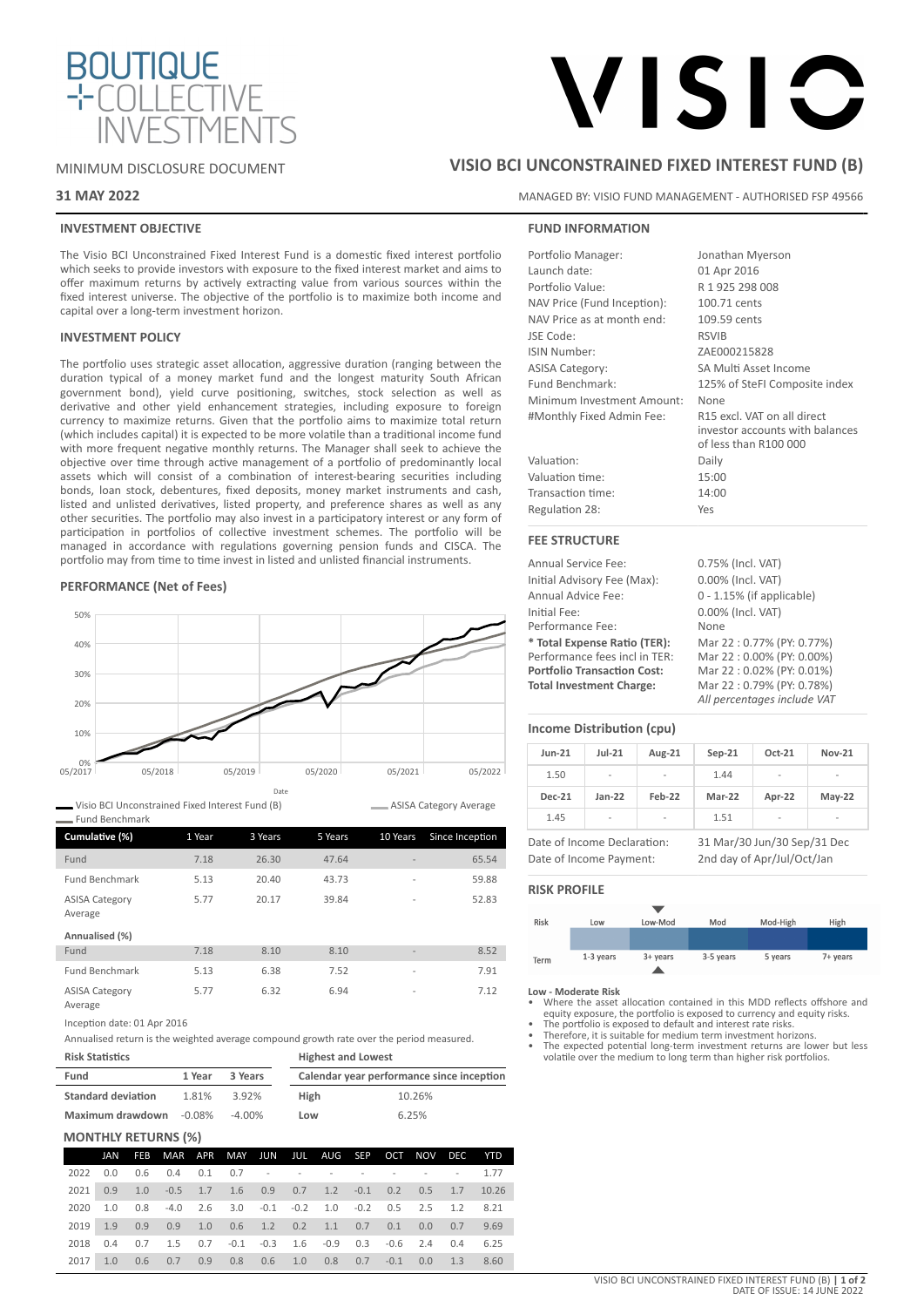BOUTIQUE COLLECTIVE INVESTMENTS

VISIO

MINIMUM DISCLOSURE DOCUMENT

# VISIO BCI UNCONSTRAINED FIXED INTEREST FUND (B)

**31 MAY 2022**

MANAGED BY: VISIO FUND MANAGEMENT - AUTHORISED FSP 49566

## INVESTMENT OBJECTIVE

The Visio BCI Unconstrained Fixed Interest Fund is a domestic fixed interest portfolio which seeks to provide investors with exposure to the fixed interest market and aims to offer maximum returns by actively extracting value from various sources within the fixed interest universe. The objective of the portfolio is to maximize both income and capital over a long-term investment horizon.

## INVESTMENT POLICY

The portfolio uses strategic asset allocation, aggressive duration (ranging between the duration typical of a money market fund and the longest maturity South African government bond), yield curve positioning, switches, stock selection as well as derivative and other yield enhancement strategies, including exposure to foreign currency to maximize returns. Given that the portfolio aims to maximize total return (which includes capital) it is expected to be more volatile than a traditional income fund with more frequent negative monthly returns. The Manager shall seek to achieve the objective over time through active management of a portfolio of predominantly local assets which will consist of a combination of interest-bearing securities including bonds, loan stock, debentures, fixed deposits, money market instruments and cash, listed and unlisted derivatives, listed property, and preference shares as well as any other securities. The portfolio may also invest in a participatory interest or any form of participation in portfolios of collective investment schemes. The portfolio will be managed in accordance with regulations governing pension funds and CISCA. The portfolio may from time to time invest in listed and unlisted financial instruments.

## PERFORMANCE (Net of Fees)

Legend: Visio BCI Unconstrained Fixed Interest Fund (B); ASISA Category Average; Fund Benchmark

| Cumulative (%) | 1 Year | 3 Years | 5 Years | 10 Years | Since Inception |
|---|---|---|---|---|---|
| Fund | 7.18 | 26.30 | 47.64 | - | 65.54 |
| Fund Benchmark | 5.13 | 20.40 | 43.73 | - | 59.88 |
| ASISA Category Average | 5.77 | 20.17 | 39.84 | - | 52.83 |
| **Annualised (%)** | | | | | |
| Fund | 7.18 | 8.10 | 8.10 | - | 8.52 |
| Fund Benchmark | 5.13 | 6.38 | 7.52 | - | 7.91 |
| ASISA Category Average | 5.77 | 6.32 | 6.94 | - | 7.12 |

Inception date: 01 Apr 2016

Annualised return is the weighted average compound growth rate over the period measured.

| Risk Statistics | | |
|---|---|---|
| **Fund** | **1 Year** | **3 Years** |
| **Standard deviation** | 1.81% | 3.92% |
| **Maximum drawdown** | -0.08% | -4.00% |

| Highest and Lowest | |
|---|---|
| **Calendar year performance since inception** | |
| **High** | 10.26% |
| **Low** | 6.25% |

### MONTHLY RETURNS (%)

| | JAN | FEB | MAR | APR | MAY | JUN | JUL | AUG | SEP | OCT | NOV | DEC | YTD |
|---|---|---|---|---|---|---|---|---|---|---|---|---|---|
| 2022 | 0.0 | 0.6 | 0.4 | 0.1 | 0.7 | - | - | - | - | - | - | - | 1.77 |
| 2021 | 0.9 | 1.0 | -0.5 | 1.7 | 1.6 | 0.9 | 0.7 | 1.2 | -0.1 | 0.2 | 0.5 | 1.7 | 10.26 |
| 2020 | 1.0 | 0.8 | -4.0 | 2.6 | 3.0 | -0.1 | -0.2 | 1.0 | -0.2 | 0.5 | 2.5 | 1.2 | 8.21 |
| 2019 | 1.9 | 0.9 | 0.9 | 1.0 | 0.6 | 1.2 | 0.2 | 1.1 | 0.7 | 0.1 | 0.0 | 0.7 | 9.69 |
| 2018 | 0.4 | 0.7 | 1.5 | 0.7 | -0.1 | -0.3 | 1.6 | -0.9 | 0.3 | -0.6 | 2.4 | 0.4 | 6.25 |
| 2017 | 1.0 | 0.6 | 0.7 | 0.9 | 0.8 | 0.6 | 1.0 | 0.8 | 0.7 | -0.1 | 0.0 | 1.3 | 8.60 |

## FUND INFORMATION

| | |
|---|---|
| Portfolio Manager: | Jonathan Myerson |
| Launch date: | 01 Apr 2016 |
| Portfolio Value: | R 1 925 298 008 |
| NAV Price (Fund Inception): | 100.71 cents |
| NAV Price as at month end: | 109.59 cents |
| JSE Code: | RSVIB |
| ISIN Number: | ZAE000215828 |
| ASISA Category: | SA Multi Asset Income |
| Fund Benchmark: | 125% of SteFI Composite index |
| Minimum Investment Amount: | None |
| #Monthly Fixed Admin Fee: | R15 excl. VAT on all direct investor accounts with balances of less than R100 000 |
| Valuation: | Daily |
| Valuation time: | 15:00 |
| Transaction time: | 14:00 |
| Regulation 28: | Yes |

## FEE STRUCTURE

| | |
|---|---|
| Annual Service Fee: | 0.75% (Incl. VAT) |
| Initial Advisory Fee (Max): | 0.00% (Incl. VAT) |
| Annual Advice Fee: | 0 - 1.15% (if applicable) |
| Initial Fee: | 0.00% (Incl. VAT) |
| Performance Fee: | None |
| **\* Total Expense Ratio (TER):** | Mar 22 : 0.77% (PY: 0.77%) |
| Performance fees incl in TER: | Mar 22 : 0.00% (PY: 0.00%) |
| **Portfolio Transaction Cost:** | Mar 22 : 0.02% (PY: 0.01%) |
| **Total Investment Charge:** | Mar 22 : 0.79% (PY: 0.78%) |

*All percentages include VAT*

### Income Distribution (cpu)

| Jun-21 | Jul-21 | Aug-21 | Sep-21 | Oct-21 | Nov-21 |
|---|---|---|---|---|---|
| 1.50 | - | - | 1.44 | - | - |
| **Dec-21** | **Jan-22** | **Feb-22** | **Mar-22** | **Apr-22** | **May-22** |
| 1.45 | - | - | 1.51 | - | - |

| | |
|---|---|
| Date of Income Declaration: | 31 Mar/30 Jun/30 Sep/31 Dec |
| Date of Income Payment: | 2nd day of Apr/Jul/Oct/Jan |

## RISK PROFILE

| Risk | Low | Low-Mod | Mod | Mod-High | High |
|---|---|---|---|---|---|
| Term | 1-3 years | 3+ years | 3-5 years | 5 years | 7+ years |

**Low - Moderate Risk**

- Where the asset allocation contained in this MDD reflects offshore and equity exposure, the portfolio is exposed to currency and equity risks.
- The portfolio is exposed to default and interest rate risks.
- Therefore, it is suitable for medium term investment horizons.
- The expected potential long-term investment returns are lower but less volatile over the medium to long term than higher risk portfolios.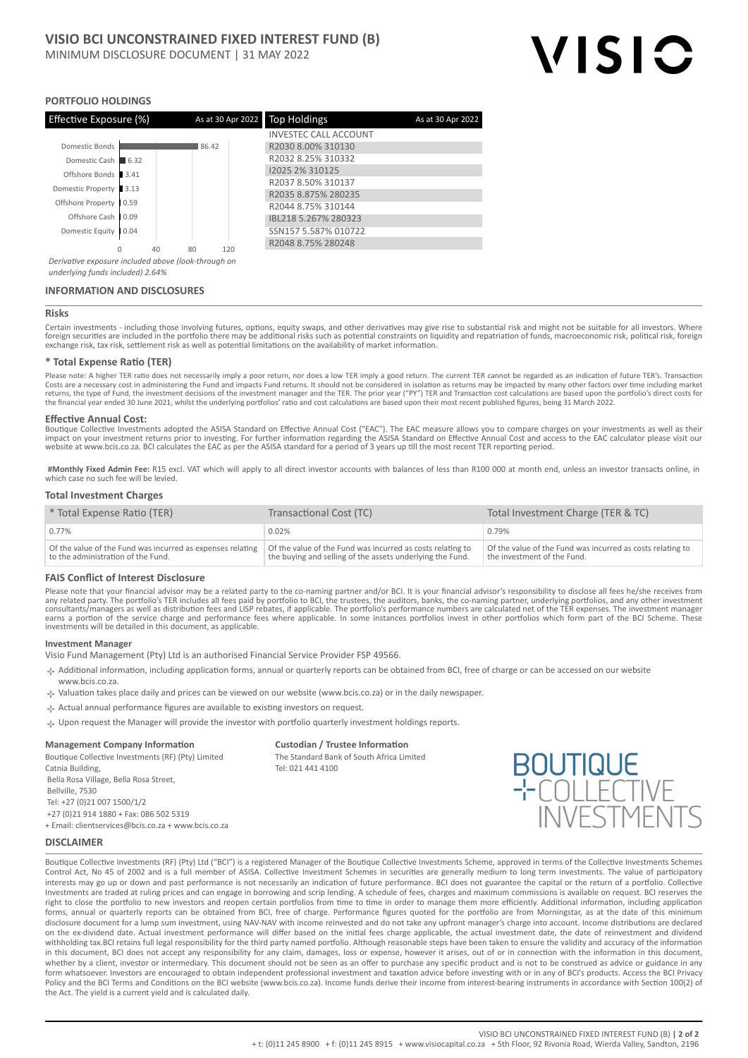# VISIO BCI UNCONSTRAINED FIXED INTEREST FUND (B)

MINIMUM DISCLOSURE DOCUMENT | 31 MAY 2022

VISIO

## PORTFOLIO HOLDINGS

**Effective Exposure (%)** As at 30 Apr 2022

Domestic Bonds 86.42
Domestic Cash 6.32
Offshore Bonds 3.41
Domestic Property 3.13
Offshore Property 0.59
Offshore Cash 0.09
Domestic Equity 0.04

0 40 80 120

*Derivative exposure included above (look-through on underlying funds included) 2.64%*

**Top Holdings** As at 30 Apr 2022

INVESTEC CALL ACCOUNT
R2030 8.00% 310130
R2032 8.25% 310332
I2025 2% 310125
R2037 8.50% 310137
R2035 8.875% 280235
R2044 8.75% 310144
IBL218 5.267% 280323
SSN157 5.587% 010722
R2048 8.75% 280248

## INFORMATION AND DISCLOSURES

### Risks

Certain investments - including those involving futures, options, equity swaps, and other derivatives may give rise to substantial risk and might not be suitable for all investors. Where foreign securities are included in the portfolio there may be additional risks such as potential constraints on liquidity and repatriation of funds, macroeconomic risk, political risk, foreign exchange risk, tax risk, settlement risk as well as potential limitations on the availability of market information.

### * Total Expense Ratio (TER)

Please note: A higher TER ratio does not necessarily imply a poor return, nor does a low TER imply a good return. The current TER cannot be regarded as an indication of future TER's. Transaction Costs are a necessary cost in administering the Fund and impacts Fund returns. It should not be considered in isolation as returns may be impacted by many other factors over time including market returns, the type of Fund, the investment decisions of the investment manager and the TER. The prior year ("PY") TER and Transaction cost calculations are based upon the portfolio's direct costs for the financial year ended 30 June 2021, whilst the underlying portfolios' ratio and cost calculations are based upon their most recent published figures, being 31 March 2022.

### Effective Annual Cost:

Boutique Collective Investments adopted the ASISA Standard on Effective Annual Cost ("EAC"). The EAC measure allows you to compare charges on your investments as well as their impact on your investment returns prior to investing. For further information regarding the ASISA Standard on Effective Annual Cost and access to the EAC calculator please visit our website at www.bcis.co.za. BCI calculates the EAC as per the ASISA standard for a period of 3 years up till the most recent TER reporting period.

**#Monthly Fixed Admin Fee:** R15 excl. VAT which will apply to all direct investor accounts with balances of less than R100 000 at month end, unless an investor transacts online, in which case no such fee will be levied.

### Total Investment Charges

| * Total Expense Ratio (TER) | Transactional Cost (TC) | Total Investment Charge (TER & TC) |
|---|---|---|
| 0.77% | 0.02% | 0.79% |
| Of the value of the Fund was incurred as expenses relating to the administration of the Fund. | Of the value of the Fund was incurred as costs relating to the buying and selling of the assets underlying the Fund. | Of the value of the Fund was incurred as costs relating to the investment of the Fund. |

### FAIS Conflict of Interest Disclosure

Please note that your financial advisor may be a related party to the co-naming partner and/or BCI. It is your financial advisor's responsibility to disclose all fees he/she receives from any related party. The portfolio's TER includes all fees paid by portfolio to BCI, the trustees, the auditors, banks, the co-naming partner, underlying portfolios, and any other investment consultants/managers as well as distribution fees and LISP rebates, if applicable. The portfolio's performance numbers are calculated net of the TER expenses. The investment manager earns a portion of the service charge and performance fees where applicable. In some instances portfolios invest in other portfolios which form part of the BCI Scheme. These investments will be detailed in this document, as applicable.

### Investment Manager

Visio Fund Management (Pty) Ltd is an authorised Financial Service Provider FSP 49566.

- Additional information, including application forms, annual or quarterly reports can be obtained from BCI, free of charge or can be accessed on our website www.bcis.co.za.
- Valuation takes place daily and prices can be viewed on our website (www.bcis.co.za) or in the daily newspaper.
- Actual annual performance figures are available to existing investors on request.
- Upon request the Manager will provide the investor with portfolio quarterly investment holdings reports.

### Management Company Information

Boutique Collective Investments (RF) (Pty) Limited
Catnia Building,
Bella Rosa Village, Bella Rosa Street,
Bellville, 7530
Tel: +27 (0)21 007 1500/1/2
+27 (0)21 914 1880 + Fax: 086 502 5319
+ Email: clientservices@bcis.co.za + www.bcis.co.za

### Custodian / Trustee Information

The Standard Bank of South Africa Limited
Tel: 021 441 4100

BOUTIQUE COLLECTIVE INVESTMENTS

## DISCLAIMER

Boutique Collective Investments (RF) (Pty) Ltd ("BCI") is a registered Manager of the Boutique Collective Investments Scheme, approved in terms of the Collective Investments Schemes Control Act, No 45 of 2002 and is a full member of ASISA. Collective Investment Schemes in securities are generally medium to long term investments. The value of participatory interests may go up or down and past performance is not necessarily an indication of future performance. BCI does not guarantee the capital or the return of a portfolio. Collective Investments are traded at ruling prices and can engage in borrowing and scrip lending. A schedule of fees, charges and maximum commissions is available on request. BCI reserves the right to close the portfolio to new investors and reopen certain portfolios from time to time in order to manage them more efficiently. Additional information, including application forms, annual or quarterly reports can be obtained from BCI, free of charge. Performance figures quoted for the portfolio are from Morningstar, as at the date of this minimum disclosure document for a lump sum investment, using NAV-NAV with income reinvested and do not take any upfront manager's charge into account. Income distributions are declared on the ex-dividend date. Actual investment performance will differ based on the initial fees charge applicable, the actual investment date, the date of reinvestment and dividend withholding tax.BCI retains full legal responsibility for the third party named portfolio. Although reasonable steps have been taken to ensure the validity and accuracy of the information in this document, BCI does not accept any responsibility for any claim, damages, loss or expense, however it arises, out of or in connection with the information in this document, whether by a client, investor or intermediary. This document should not be seen as an offer to purchase any specific product and is not to be construed as advice or guidance in any form whatsoever. Investors are encouraged to obtain independent professional investment and taxation advice before investing with or in any of BCI's products. Access the BCI Privacy Policy and the BCI Terms and Conditions on the BCI website (www.bcis.co.za). Income funds derive their income from interest-bearing instruments in accordance with Section 100(2) of the Act. The yield is a current yield and is calculated daily.

+ t: (0)11 245 8900 + f: (0)11 245 8915 + www.visiocapital.co.za + 5th Floor, 92 Rivonia Road, Wierda Valley, Sandton, 2196